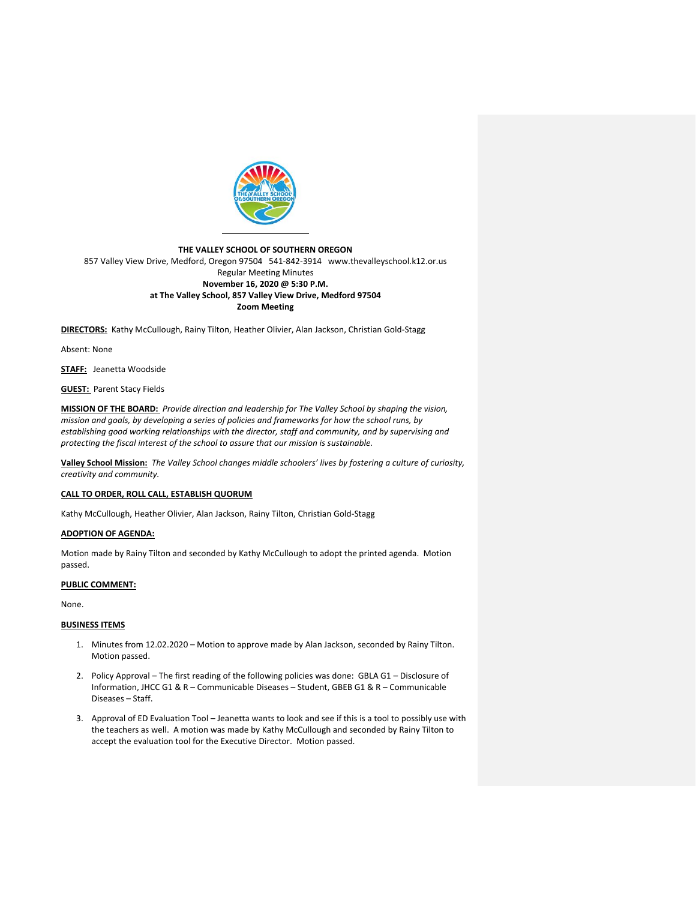**THE VALLEY SCHOOL OF SOUTHERN OREGON**
857 Valley View Drive, Medford, Oregon 97504 541-842-3914 www.thevalleyschool.k12.or.us
Regular Meeting Minutes
**November 16, 2020 @ 5:30 P.M.**
**at The Valley School, 857 Valley View Drive, Medford 97504**
**Zoom Meeting**

**DIRECTORS:** Kathy McCullough, Rainy Tilton, Heather Olivier, Alan Jackson, Christian Gold-Stagg

Absent: None

**STAFF:** Jeanetta Woodside

**GUEST:** Parent Stacy Fields

**MISSION OF THE BOARD:** *Provide direction and leadership for The Valley School by shaping the vision, mission and goals, by developing a series of policies and frameworks for how the school runs, by establishing good working relationships with the director, staff and community, and by supervising and protecting the fiscal interest of the school to assure that our mission is sustainable.*

**Valley School Mission:** *The Valley School changes middle schoolers' lives by fostering a culture of curiosity, creativity and community.*

**CALL TO ORDER, ROLL CALL, ESTABLISH QUORUM**

Kathy McCullough, Heather Olivier, Alan Jackson, Rainy Tilton, Christian Gold-Stagg

**ADOPTION OF AGENDA:**

Motion made by Rainy Tilton and seconded by Kathy McCullough to adopt the printed agenda. Motion passed.

**PUBLIC COMMENT:**

None.

**BUSINESS ITEMS**

1. Minutes from 12.02.2020 – Motion to approve made by Alan Jackson, seconded by Rainy Tilton. Motion passed.
2. Policy Approval – The first reading of the following policies was done: GBLA G1 – Disclosure of Information, JHCC G1 & R – Communicable Diseases – Student, GBEB G1 & R – Communicable Diseases – Staff.
3. Approval of ED Evaluation Tool – Jeanetta wants to look and see if this is a tool to possibly use with the teachers as well. A motion was made by Kathy McCullough and seconded by Rainy Tilton to accept the evaluation tool for the Executive Director. Motion passed.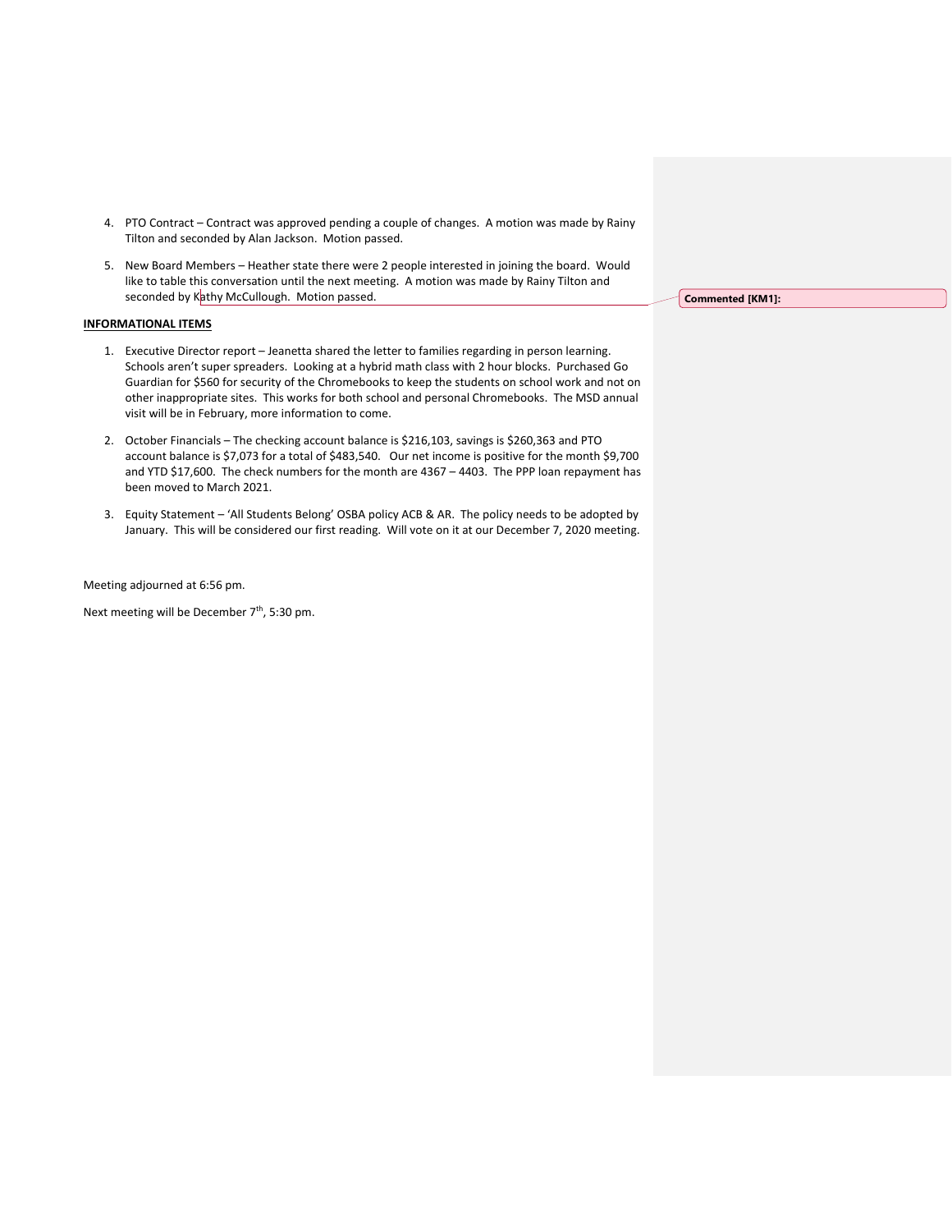4. PTO Contract – Contract was approved pending a couple of changes. A motion was made by Rainy Tilton and seconded by Alan Jackson. Motion passed.

5. New Board Members – Heather state there were 2 people interested in joining the board. Would like to table this conversation until the next meeting. A motion was made by Rainy Tilton and seconded by Kathy McCullough. Motion passed.

**Commented [KM1]:**

**INFORMATIONAL ITEMS**

1. Executive Director report – Jeanetta shared the letter to families regarding in person learning. Schools aren't super spreaders. Looking at a hybrid math class with 2 hour blocks. Purchased Go Guardian for $560 for security of the Chromebooks to keep the students on school work and not on other inappropriate sites. This works for both school and personal Chromebooks. The MSD annual visit will be in February, more information to come.

2. October Financials – The checking account balance is $216,103, savings is $260,363 and PTO account balance is $7,073 for a total of $483,540. Our net income is positive for the month $9,700 and YTD $17,600. The check numbers for the month are 4367 – 4403. The PPP loan repayment has been moved to March 2021.

3. Equity Statement – 'All Students Belong' OSBA policy ACB & AR. The policy needs to be adopted by January. This will be considered our first reading. Will vote on it at our December 7, 2020 meeting.

Meeting adjourned at 6:56 pm.

Next meeting will be December 7th, 5:30 pm.